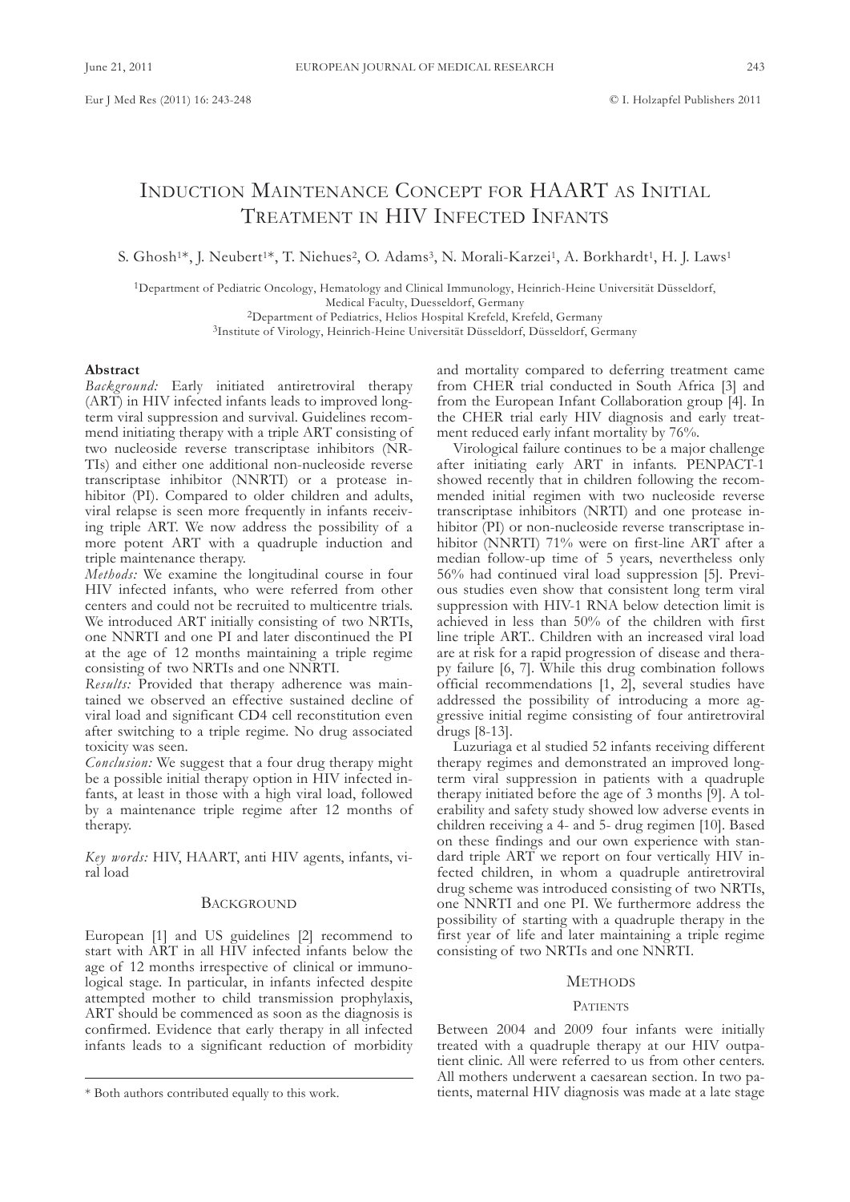# Induction Maintenance Concept for HAART as Initial Treatment in HIV Infected Infants

S. Ghosh[1]*, J. Neubert[1]*, T. Niehues[2], O. Adams[3], N. Morali-Karzei[1], A. Borkhardt[1], H. J. Laws[1]

[1]Department of Pediatric Oncology, Hematology and Clinical Immunology, Heinrich-Heine Universität Düsseldorf, Medical Faculty, Duesseldorf, Germany
[2]Department of Pediatrics, Helios Hospital Krefeld, Krefeld, Germany
[3]Institute of Virology, Heinrich-Heine Universität Düsseldorf, Düsseldorf, Germany

## Abstract

*Background:* Early initiated antiretroviral therapy (ART) in HIV infected infants leads to improved long-term viral suppression and survival. Guidelines recommend initiating therapy with a triple ART consisting of two nucleoside reverse transcriptase inhibitors (NRTIs) and either one additional non-nucleoside reverse transcriptase inhibitor (NNRTI) or a protease inhibitor (PI). Compared to older children and adults, viral relapse is seen more frequently in infants receiving triple ART. We now address the possibility of a more potent ART with a quadruple induction and triple maintenance therapy.

*Methods:* We examine the longitudinal course in four HIV infected infants, who were referred from other centers and could not be recruited to multicentre trials. We introduced ART initially consisting of two NRTIs, one NNRTI and one PI and later discontinued the PI at the age of 12 months maintaining a triple regime consisting of two NRTIs and one NNRTI.

*Results:* Provided that therapy adherence was maintained we observed an effective sustained decline of viral load and significant CD4 cell reconstitution even after switching to a triple regime. No drug associated toxicity was seen.

*Conclusion:* We suggest that a four drug therapy might be a possible initial therapy option in HIV infected infants, at least in those with a high viral load, followed by a maintenance triple regime after 12 months of therapy.

*Key words:* HIV, HAART, anti HIV agents, infants, viral load

## Background

European [1] and US guidelines [2] recommend to start with ART in all HIV infected infants below the age of 12 months irrespective of clinical or immunological stage. In particular, in infants infected despite attempted mother to child transmission prophylaxis, ART should be commenced as soon as the diagnosis is confirmed. Evidence that early therapy in all infected infants leads to a significant reduction of morbidity and mortality compared to deferring treatment came from CHER trial conducted in South Africa [3] and from the European Infant Collaboration group [4]. In the CHER trial early HIV diagnosis and early treatment reduced early infant mortality by 76%.

Virological failure continues to be a major challenge after initiating early ART in infants. PENPACT-1 showed recently that in children following the recommended initial regimen with two nucleoside reverse transcriptase inhibitors (NRTI) and one protease inhibitor (PI) or non-nucleoside reverse transcriptase inhibitor (NNRTI) 71% were on first-line ART after a median follow-up time of 5 years, nevertheless only 56% had continued viral load suppression [5]. Previous studies even show that consistent long term viral suppression with HIV-1 RNA below detection limit is achieved in less than 50% of the children with first line triple ART.. Children with an increased viral load are at risk for a rapid progression of disease and therapy failure [6, 7]. While this drug combination follows official recommendations [1, 2], several studies have addressed the possibility of introducing a more aggressive initial regime consisting of four antiretroviral drugs [8-13].

Luzuriaga et al studied 52 infants receiving different therapy regimes and demonstrated an improved long-term viral suppression in patients with a quadruple therapy initiated before the age of 3 months [9]. A tolerability and safety study showed low adverse events in children receiving a 4- and 5- drug regimen [10]. Based on these findings and our own experience with standard triple ART we report on four vertically HIV infected children, in whom a quadruple antiretroviral drug scheme was introduced consisting of two NRTIs, one NNRTI and one PI. We furthermore address the possibility of starting with a quadruple therapy in the first year of life and later maintaining a triple regime consisting of two NRTIs and one NNRTI.

## Methods

### Patients

Between 2004 and 2009 four infants were initially treated with a quadruple therapy at our HIV outpatient clinic. All were referred to us from other centers. All mothers underwent a caesarean section. In two patients, maternal HIV diagnosis was made at a late stage

\* Both authors contributed equally to this work.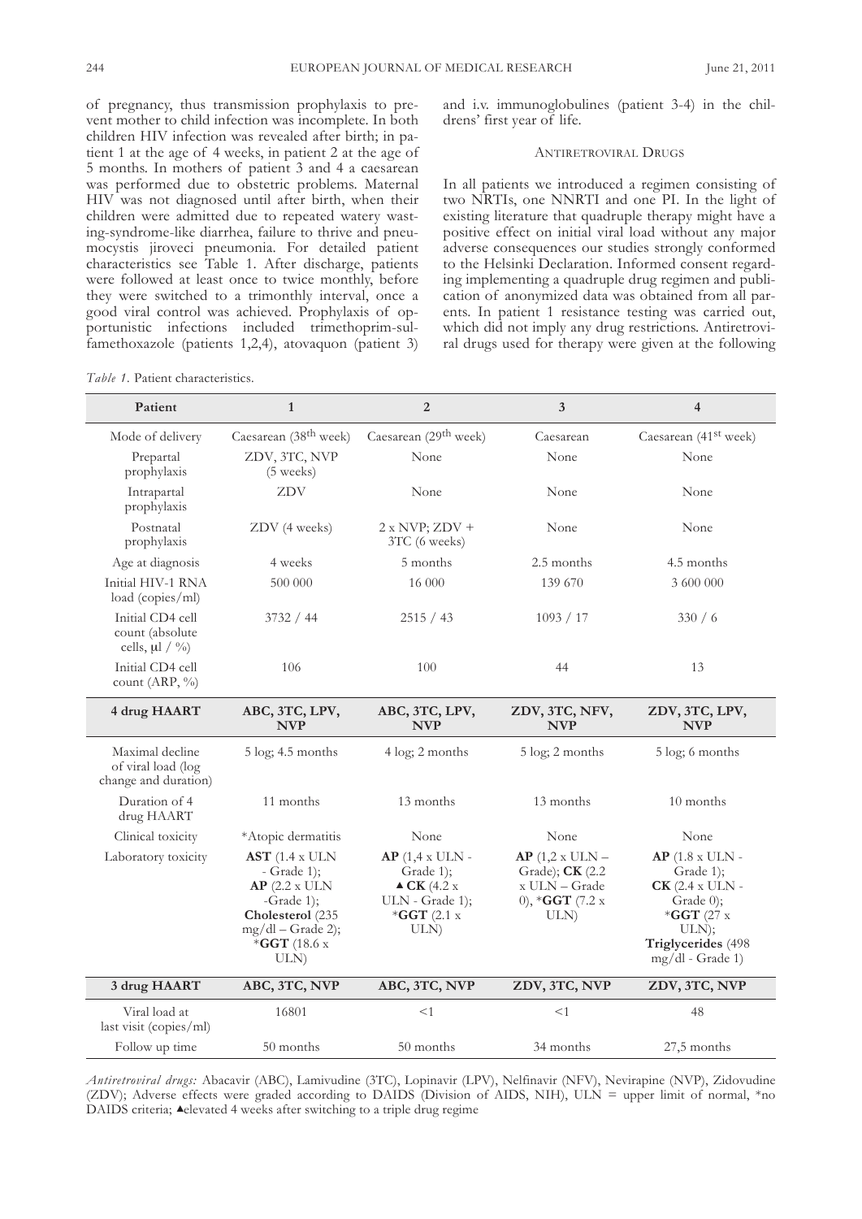of pregnancy, thus transmission prophylaxis to prevent mother to child infection was incomplete. In both children HIV infection was revealed after birth; in patient 1 at the age of 4 weeks, in patient 2 at the age of 5 months. In mothers of patient 3 and 4 a caesarean was performed due to obstetric problems. Maternal HIV was not diagnosed until after birth, when their children were admitted due to repeated watery wasting-syndrome-like diarrhea, failure to thrive and pneumocystis jiroveci pneumonia. For detailed patient characteristics see Table 1. After discharge, patients were followed at least once to twice monthly, before they were switched to a trimonthly interval, once a good viral control was achieved. Prophylaxis of opportunistic infections included trimethoprim-sulfamethoxazole (patients 1,2,4), atovaquon (patient 3) and i.v. immunoglobulines (patient 3-4) in the childrens' first year of life.

## Antiretroviral Drugs

In all patients we introduced a regimen consisting of two NRTIs, one NNRTI and one PI. In the light of existing literature that quadruple therapy might have a positive effect on initial viral load without any major adverse consequences our studies strongly conformed to the Helsinki Declaration. Informed consent regarding implementing a quadruple drug regimen and publication of anonymized data was obtained from all parents. In patient 1 resistance testing was carried out, which did not imply any drug restrictions. Antiretroviral drugs used for therapy were given at the following

*Table 1.* Patient characteristics.

| Patient | 1 | 2 | 3 | 4 |
|---|---|---|---|---|
| Mode of delivery | Caesarean (38th week) | Caesarean (29th week) | Caesarean | Caesarean (41st week) |
| Prepartal prophylaxis | ZDV, 3TC, NVP (5 weeks) | None | None | None |
| Intrapartal prophylaxis | ZDV | None | None | None |
| Postnatal prophylaxis | ZDV (4 weeks) | 2 x NVP; ZDV + 3TC (6 weeks) | None | None |
| Age at diagnosis | 4 weeks | 5 months | 2.5 months | 4.5 months |
| Initial HIV-1 RNA load (copies/ml) | 500 000 | 16 000 | 139 670 | 3 600 000 |
| Initial CD4 cell count (absolute cells, µl / %) | 3732 / 44 | 2515 / 43 | 1093 / 17 | 330 / 6 |
| Initial CD4 cell count (ARP, %) | 106 | 100 | 44 | 13 |
| **4 drug HAART** | **ABC, 3TC, LPV, NVP** | **ABC, 3TC, LPV, NVP** | **ZDV, 3TC, NFV, NVP** | **ZDV, 3TC, LPV, NVP** |
| Maximal decline of viral load (log change and duration) | 5 log; 4.5 months | 4 log; 2 months | 5 log; 2 months | 5 log; 6 months |
| Duration of 4 drug HAART | 11 months | 13 months | 13 months | 10 months |
| Clinical toxicity | *Atopic dermatitis | None | None | None |
| Laboratory toxicity | **AST** (1.4 x ULN - Grade 1); **AP** (2.2 x ULN -Grade 1); **Cholesterol** (235 mg/dl – Grade 2); ***GGT** (18.6 x ULN) | **AP** (1,4 x ULN - Grade 1); ▲**CK** (4.2 x ULN - Grade 1); ***GGT** (2.1 x ULN) | **AP** (1,2 x ULN – Grade); **CK** (2.2 x ULN – Grade 0), ***GGT** (7.2 x ULN) | **AP** (1.8 x ULN - Grade 1); **CK** (2.4 x ULN - Grade 0); ***GGT** (27 x ULN); **Triglycerides** (498 mg/dl - Grade 1) |
| **3 drug HAART** | **ABC, 3TC, NVP** | **ABC, 3TC, NVP** | **ZDV, 3TC, NVP** | **ZDV, 3TC, NVP** |
| Viral load at last visit (copies/ml) | 16801 | <1 | <1 | 48 |
| Follow up time | 50 months | 50 months | 34 months | 27,5 months |

*Antiretroviral drugs:* Abacavir (ABC), Lamivudine (3TC), Lopinavir (LPV), Nelfinavir (NFV), Nevirapine (NVP), Zidovudine (ZDV); Adverse effects were graded according to DAIDS (Division of AIDS, NIH), ULN = upper limit of normal, *no DAIDS criteria; ▲elevated 4 weeks after switching to a triple drug regime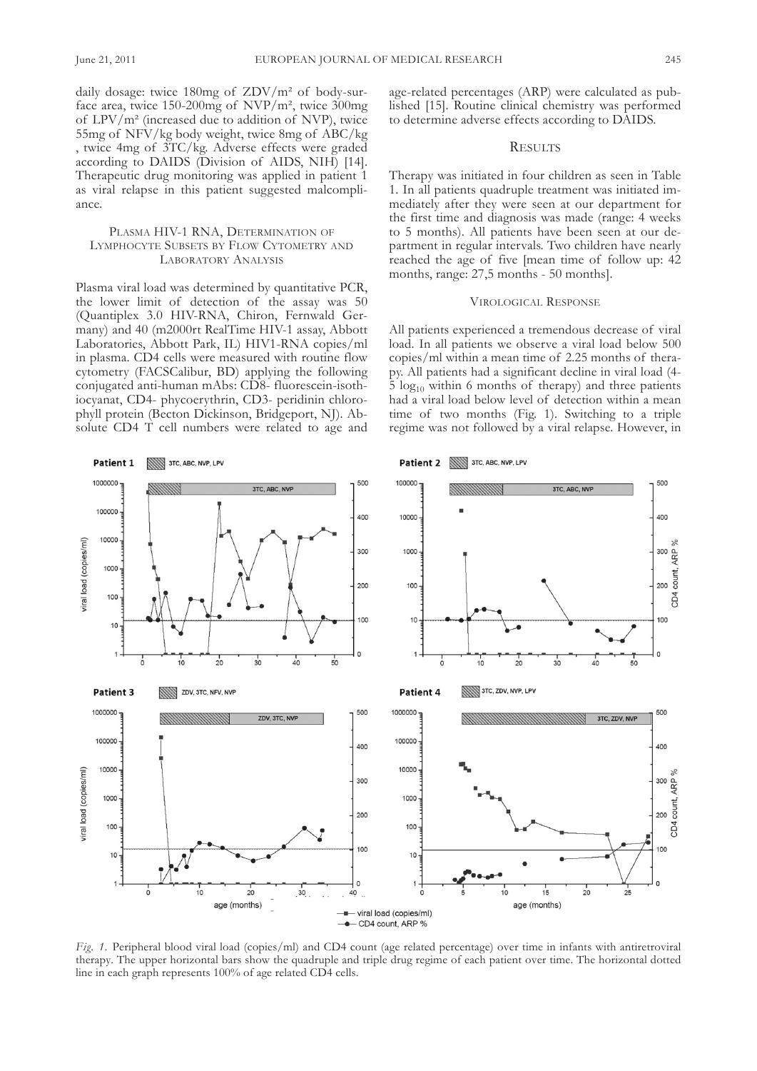daily dosage: twice 180mg of ZDV/m² of body-surface area, twice 150-200mg of NVP/m², twice 300mg of LPV/m² (increased due to addition of NVP), twice 55mg of NFV/kg body weight, twice 8mg of ABC/kg , twice 4mg of 3TC/kg. Adverse effects were graded according to DAIDS (Division of AIDS, NIH) [14]. Therapeutic drug monitoring was applied in patient 1 as viral relapse in this patient suggested malcompliance.

### Plasma HIV-1 RNA, Determination of Lymphocyte Subsets by Flow Cytometry and Laboratory Analysis

Plasma viral load was determined by quantitative PCR, the lower limit of detection of the assay was 50 (Quantiplex 3.0 HIV-RNA, Chiron, Fernwald Germany) and 40 (m2000rt RealTime HIV-1 assay, Abbott Laboratories, Abbott Park, IL) HIV1-RNA copies/ml in plasma. CD4 cells were measured with routine flow cytometry (FACSCalibur, BD) applying the following conjugated anti-human mAbs: CD8- fluorescein-isothiocyanat, CD4- phycoerythrin, CD3- peridinin chlorophyll protein (Becton Dickinson, Bridgeport, NJ). Absolute CD4 T cell numbers were related to age and age-related percentages (ARP) were calculated as published [15]. Routine clinical chemistry was performed to determine adverse effects according to DAIDS.

## Results

Therapy was initiated in four children as seen in Table 1. In all patients quadruple treatment was initiated immediately after they were seen at our department for the first time and diagnosis was made (range: 4 weeks to 5 months). All patients have been seen at our department in regular intervals. Two children have nearly reached the age of five [mean time of follow up: 42 months, range: 27,5 months - 50 months].

### Virological Response

All patients experienced a tremendous decrease of viral load. In all patients we observe a viral load below 500 copies/ml within a mean time of 2.25 months of therapy. All patients had a significant decline in viral load (4-5 $\log_{10}$ within 6 months of therapy) and three patients had a viral load below level of detection within a mean time of two months (Fig. 1). Switching to a triple regime was not followed by a viral relapse. However, in

*Fig. 1.* Peripheral blood viral load (copies/ml) and CD4 count (age related percentage) over time in infants with antiretroviral therapy. The upper horizontal bars show the quadruple and triple drug regime of each patient over time. The horizontal dotted line in each graph represents 100% of age related CD4 cells.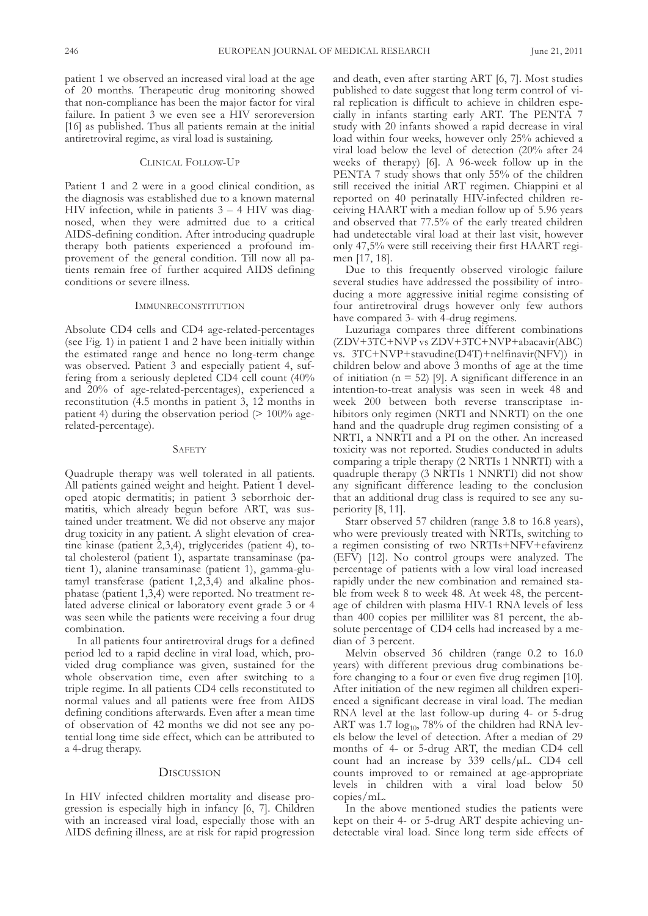patient 1 we observed an increased viral load at the age of 20 months. Therapeutic drug monitoring showed that non-compliance has been the major factor for viral failure. In patient 3 we even see a HIV seroreversion [16] as published. Thus all patients remain at the initial antiretroviral regime, as viral load is sustaining.

### Clinical Follow-Up

Patient 1 and 2 were in a good clinical condition, as the diagnosis was established due to a known maternal HIV infection, while in patients 3 – 4 HIV was diagnosed, when they were admitted due to a critical AIDS-defining condition. After introducing quadruple therapy both patients experienced a profound improvement of the general condition. Till now all patients remain free of further acquired AIDS defining conditions or severe illness.

### Immunreconstitution

Absolute CD4 cells and CD4 age-related-percentages (see Fig. 1) in patient 1 and 2 have been initially within the estimated range and hence no long-term change was observed. Patient 3 and especially patient 4, suffering from a seriously depleted CD4 cell count (40% and 20% of age-related-percentages), experienced a reconstitution (4.5 months in patient 3, 12 months in patient 4) during the observation period (> 100% age-related-percentage).

### Safety

Quadruple therapy was well tolerated in all patients. All patients gained weight and height. Patient 1 developed atopic dermatitis; in patient 3 seborrhoic dermatitis, which already begun before ART, was sustained under treatment. We did not observe any major drug toxicity in any patient. A slight elevation of creatine kinase (patient 2,3,4), triglycerides (patient 4), total cholesterol (patient 1), aspartate transaminase (patient 1), alanine transaminase (patient 1), gamma-glutamyl transferase (patient 1,2,3,4) and alkaline phosphatase (patient 1,3,4) were reported. No treatment related adverse clinical or laboratory event grade 3 or 4 was seen while the patients were receiving a four drug combination.

In all patients four antiretroviral drugs for a defined period led to a rapid decline in viral load, which, provided drug compliance was given, sustained for the whole observation time, even after switching to a triple regime. In all patients CD4 cells reconstituted to normal values and all patients were free from AIDS defining conditions afterwards. Even after a mean time of observation of 42 months we did not see any potential long time side effect, which can be attributed to a 4-drug therapy.

## Discussion

In HIV infected children mortality and disease progression is especially high in infancy [6, 7]. Children with an increased viral load, especially those with an AIDS defining illness, are at risk for rapid progression and death, even after starting ART [6, 7]. Most studies published to date suggest that long term control of viral replication is difficult to achieve in children especially in infants starting early ART. The PENTA 7 study with 20 infants showed a rapid decrease in viral load within four weeks, however only 25% achieved a viral load below the level of detection (20% after 24 weeks of therapy) [6]. A 96-week follow up in the PENTA 7 study shows that only 55% of the children still received the initial ART regimen. Chiappini et al reported on 40 perinatally HIV-infected children receiving HAART with a median follow up of 5.96 years and observed that 77.5% of the early treated children had undetectable viral load at their last visit, however only 47,5% were still receiving their first HAART regimen [17, 18].

Due to this frequently observed virologic failure several studies have addressed the possibility of introducing a more aggressive initial regime consisting of four antiretroviral drugs however only few authors have compared 3- with 4-drug regimens.

Luzuriaga compares three different combinations (ZDV+3TC+NVP vs ZDV+3TC+NVP+abacavir(ABC) vs. 3TC+NVP+stavudine(D4T)+nelfinavir(NFV)) in children below and above 3 months of age at the time of initiation (n = 52) [9]. A significant difference in an intention-to-treat analysis was seen in week 48 and week 200 between both reverse transcriptase inhibitors only regimen (NRTI and NNRTI) on the one hand and the quadruple drug regimen consisting of a NRTI, a NNRTI and a PI on the other. An increased toxicity was not reported. Studies conducted in adults comparing a triple therapy (2 NRTIs 1 NNRTI) with a quadruple therapy (3 NRTIs 1 NNRTI) did not show any significant difference leading to the conclusion that an additional drug class is required to see any superiority [8, 11].

Starr observed 57 children (range 3.8 to 16.8 years), who were previously treated with NRTIs, switching to a regimen consisting of two NRTIs+NFV+efavirenz (EFV) [12]. No control groups were analyzed. The percentage of patients with a low viral load increased rapidly under the new combination and remained stable from week 8 to week 48. At week 48, the percentage of children with plasma HIV-1 RNA levels of less than 400 copies per milliliter was 81 percent, the absolute percentage of CD4 cells had increased by a median of 3 percent.

Melvin observed 36 children (range 0.2 to 16.0 years) with different previous drug combinations before changing to a four or even five drug regimen [10]. After initiation of the new regimen all children experienced a significant decrease in viral load. The median RNA level at the last follow-up during 4- or 5-drug ART was 1.7 $\log_{10}$, 78% of the children had RNA levels below the level of detection. After a median of 29 months of 4- or 5-drug ART, the median CD4 cell count had an increase by 339 cells/$\mu$L. CD4 cell counts improved to or remained at age-appropriate levels in children with a viral load below 50 copies/mL.

In the above mentioned studies the patients were kept on their 4- or 5-drug ART despite achieving undetectable viral load. Since long term side effects of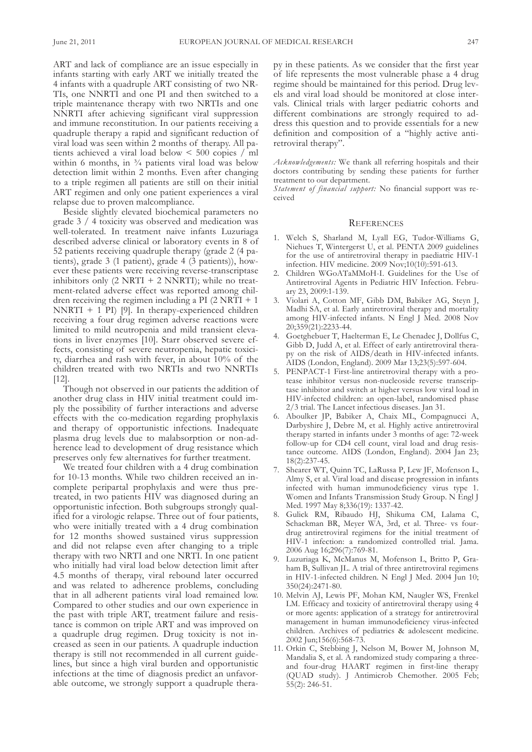ART and lack of compliance are an issue especially in infants starting with early ART we initially treated the 4 infants with a quadruple ART consisting of two NRTIs, one NNRTI and one PI and then switched to a triple maintenance therapy with two NRTIs and one NNRTI after achieving significant viral suppression and immune reconstitution. In our patients receiving a quadruple therapy a rapid and significant reduction of viral load was seen within 2 months of therapy. All patients achieved a viral load below < 500 copies / ml within 6 months, in ¾ patients viral load was below detection limit within 2 months. Even after changing to a triple regimen all patients are still on their initial ART regimen and only one patient experiences a viral relapse due to proven malcompliance.

Beside slightly elevated biochemical parameters no grade 3 / 4 toxicity was observed and medication was well-tolerated. In treatment naive infants Luzuriaga described adverse clinical or laboratory events in 8 of 52 patients receiving quadruple therapy (grade 2 (4 patients), grade 3 (1 patient), grade 4 (3 patients)), however these patients were receiving reverse-transcriptase inhibitors only (2 NRTI + 2 NNRTI); while no treatment-related adverse effect was reported among children receiving the regimen including a PI (2 NRTI + 1 NNRTI + 1 PI) [9]. In therapy-experienced children receiving a four drug regimen adverse reactions were limited to mild neutropenia and mild transient elevations in liver enzymes [10]. Starr observed severe effects, consisting of severe neutropenia, hepatic toxicity, diarrhea and rash with fever, in about 10% of the children treated with two NRTIs and two NNRTIs [12].

Though not observed in our patients the addition of another drug class in HIV initial treatment could imply the possibility of further interactions and adverse effects with the co-medication regarding prophylaxis and therapy of opportunistic infections. Inadequate plasma drug levels due to malabsorption or non-adherence lead to development of drug resistance which preserves only few alternatives for further treatment.

We treated four children with a 4 drug combination for 10-13 months. While two children received an incomplete peripartal prophylaxis and were thus pretreated, in two patients HIV was diagnosed during an opportunistic infection. Both subgroups strongly qualified for a virologic relapse. Three out of four patients, who were initially treated with a 4 drug combination for 12 months showed sustained virus suppression and did not relapse even after changing to a triple therapy with two NRTI and one NRTI. In one patient who initially had viral load below detection limit after 4.5 months of therapy, viral rebound later occurred and was related to adherence problems, concluding that in all adherent patients viral load remained low. Compared to other studies and our own experience in the past with triple ART, treatment failure and resistance is common on triple ART and was improved on a quadruple drug regimen. Drug toxicity is not increased as seen in our patients. A quadruple induction therapy is still not recommended in all current guidelines, but since a high viral burden and opportunistic infections at the time of diagnosis predict an unfavorable outcome, we strongly support a quadruple therapy in these patients. As we consider that the first year of life represents the most vulnerable phase a 4 drug regime should be maintained for this period. Drug levels and viral load should be monitored at close intervals. Clinical trials with larger pediatric cohorts and different combinations are strongly required to address this question and to provide essentials for a new definition and composition of a "highly active antiretroviral therapy".

*Acknowledgements:* We thank all referring hospitals and their doctors contributing by sending these patients for further treatment to our department.

*Statement of financial support:* No financial support was received

## References

1. Welch S, Sharland M, Lyall EG, Tudor-Williams G, Niehues T, Wintergerst U, et al. PENTA 2009 guidelines for the use of antiretroviral therapy in paediatric HIV-1 infection. HIV medicine. 2009 Nov;10(10):591-613.
2. Children WGoATaMMoH-I. Guidelines for the Use of Antiretroviral Agents in Pediatric HIV Infection. February 23, 2009:1-139.
3. Violari A, Cotton MF, Gibb DM, Babiker AG, Steyn J, Madhi SA, et al. Early antiretroviral therapy and mortality among HIV-infected infants. N Engl J Med. 2008 Nov 20;359(21):2233-44.
4. Goetghebuer T, Haelterman E, Le Chenadec J, Dollfus C, Gibb D, Judd A, et al. Effect of early antiretroviral therapy on the risk of AIDS/death in HIV-infected infants. AIDS (London, England). 2009 Mar 13;23(5):597-604.
5. PENPACT-1 First-line antiretroviral therapy with a protease inhibitor versus non-nucleoside reverse transcriptase inhibitor and switch at higher versus low viral load in HIV-infected children: an open-label, randomised phase 2/3 trial. The Lancet infectious diseases. Jan 31.
6. Aboulker JP, Babiker A, Chaix ML, Compagnucci A, Darbyshire J, Debre M, et al. Highly active antiretroviral therapy started in infants under 3 months of age: 72-week follow-up for CD4 cell count, viral load and drug resistance outcome. AIDS (London, England). 2004 Jan 23; 18(2):237-45.
7. Shearer WT, Quinn TC, LaRussa P, Lew JF, Mofenson L, Almy S, et al. Viral load and disease progression in infants infected with human immunodeficiency virus type 1. Women and Infants Transmission Study Group. N Engl J Med. 1997 May 8;336(19): 1337-42.
8. Gulick RM, Ribaudo HJ, Shikuma CM, Lalama C, Schackman BR, Meyer WA, 3rd, et al. Three- vs four-drug antiretroviral regimens for the initial treatment of HIV-1 infection: a randomized controlled trial. Jama. 2006 Aug 16;296(7):769-81.
9. Luzuriaga K, McManus M, Mofenson L, Britto P, Graham B, Sullivan JL. A trial of three antiretroviral regimens in HIV-1-infected children. N Engl J Med. 2004 Jun 10; 350(24):2471-80.
10. Melvin AJ, Lewis PF, Mohan KM, Naugler WS, Frenkel LM. Efficacy and toxicity of antiretroviral therapy using 4 or more agents: application of a strategy for antiretroviral management in human immunodeficiency virus-infected children. Archives of pediatrics & adolescent medicine. 2002 Jun;156(6):568-73.
11. Orkin C, Stebbing J, Nelson M, Bower M, Johnson M, Mandalia S, et al. A randomized study comparing a three- and four-drug HAART regimen in first-line therapy (QUAD study). J Antimicrob Chemother. 2005 Feb; 55(2): 246-51.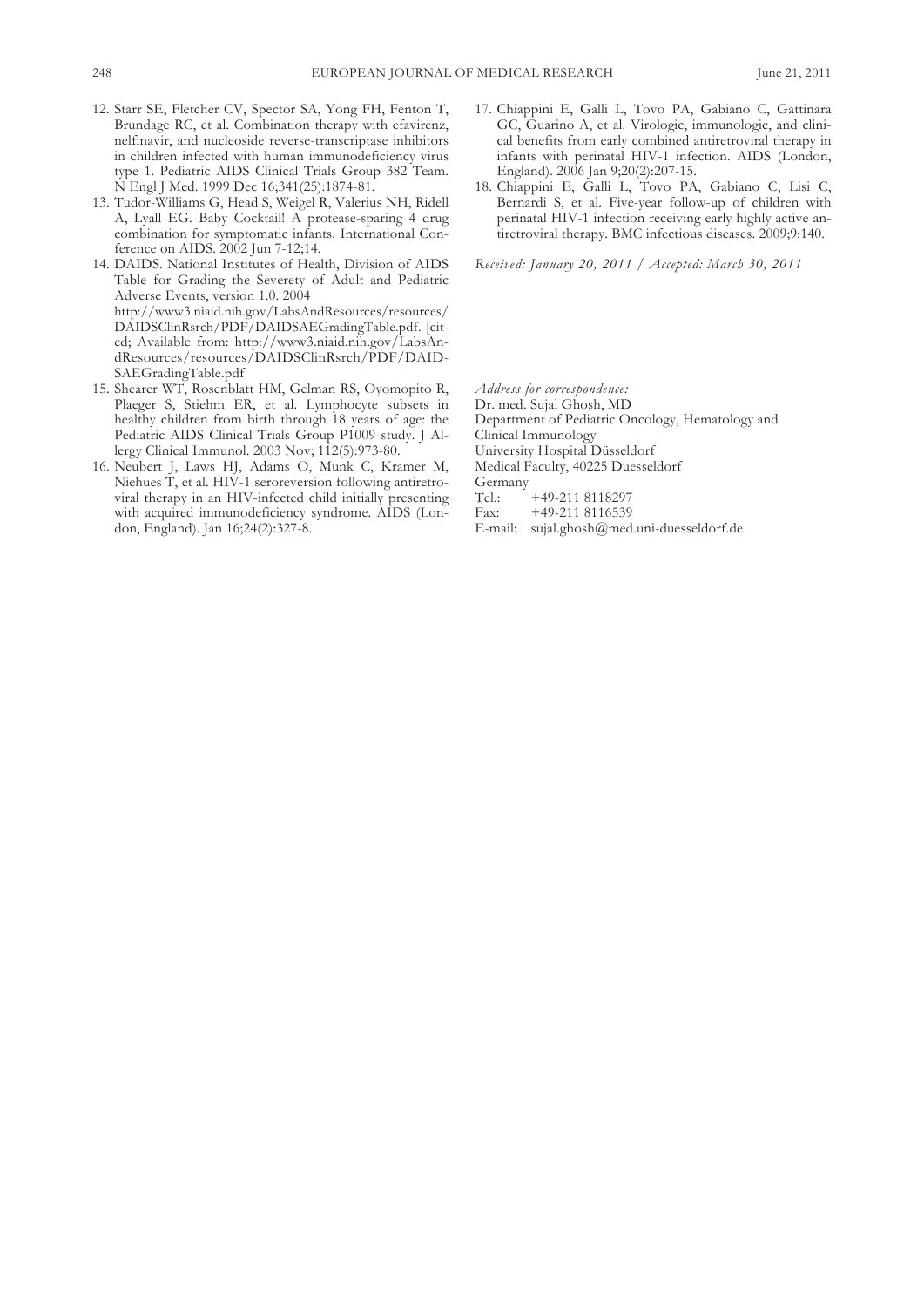12. Starr SE, Fletcher CV, Spector SA, Yong FH, Fenton T, Brundage RC, et al. Combination therapy with efavirenz, nelfinavir, and nucleoside reverse-transcriptase inhibitors in children infected with human immunodeficiency virus type 1. Pediatric AIDS Clinical Trials Group 382 Team. N Engl J Med. 1999 Dec 16;341(25):1874-81.
13. Tudor-Williams G, Head S, Weigel R, Valerius NH, Ridell A, Lyall EG. Baby Cocktail! A protease-sparing 4 drug combination for symptomatic infants. International Conference on AIDS. 2002 Jun 7-12;14.
14. DAIDS. National Institutes of Health, Division of AIDS Table for Grading the Severety of Adult and Pediatric Adverse Events, version 1.0. 2004 http://www3.niaid.nih.gov/LabsAndResources/resources/DAIDSClinRsrch/PDF/DAIDSAEGradingTable.pdf. [cited; Available from: http://www3.niaid.nih.gov/LabsAndResources/resources/DAIDSClinRsrch/PDF/DAIDSAEGradingTable.pdf
15. Shearer WT, Rosenblatt HM, Gelman RS, Oyomopito R, Plaeger S, Stiehm ER, et al. Lymphocyte subsets in healthy children from birth through 18 years of age: the Pediatric AIDS Clinical Trials Group P1009 study. J Allergy Clinical Immunol. 2003 Nov; 112(5):973-80.
16. Neubert J, Laws HJ, Adams O, Munk C, Kramer M, Niehues T, et al. HIV-1 seroreversion following antiretroviral therapy in an HIV-infected child initially presenting with acquired immunodeficiency syndrome. AIDS (London, England). Jan 16;24(2):327-8.
17. Chiappini E, Galli L, Tovo PA, Gabiano C, Gattinara GC, Guarino A, et al. Virologic, immunologic, and clinical benefits from early combined antiretroviral therapy in infants with perinatal HIV-1 infection. AIDS (London, England). 2006 Jan 9;20(2):207-15.
18. Chiappini E, Galli L, Tovo PA, Gabiano C, Lisi C, Bernardi S, et al. Five-year follow-up of children with perinatal HIV-1 infection receiving early highly active antiretroviral therapy. BMC infectious diseases. 2009;9:140.

*Received: January 20, 2011 / Accepted: March 30, 2011*

*Address for correspondence:*
Dr. med. Sujal Ghosh, MD
Department of Pediatric Oncology, Hematology and Clinical Immunology
University Hospital Düsseldorf
Medical Faculty, 40225 Duesseldorf
Germany
Tel.: +49-211 8118297
Fax: +49-211 8116539
E-mail: sujal.ghosh@med.uni-duesseldorf.de